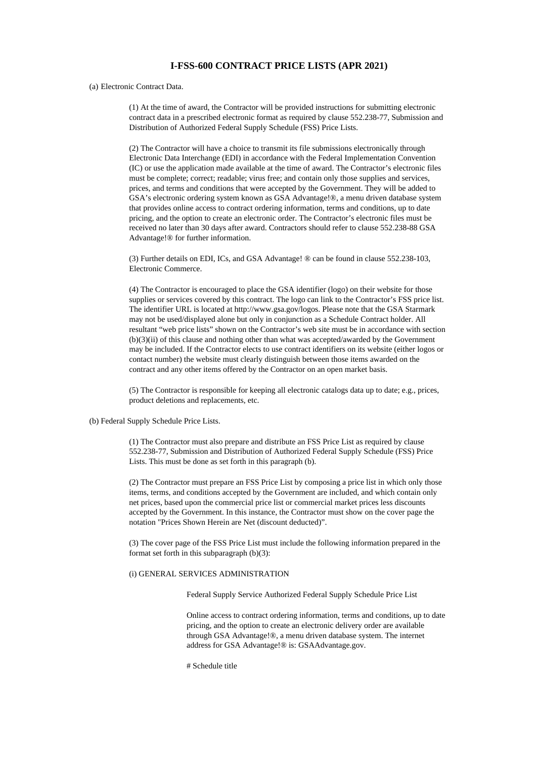# I-FSS-600 CONTRACT PRICE LISTS (APR 2021)

(a) Electronic Contract Data.

(1) At the time of award, the Contractor will be provided instructions for submitting electronic contract data in a prescribed electronic format as required by clause 552.238-77, Submission and Distribution of Authorized Federal Supply Schedule (FSS) Price Lists.

(2) The Contractor will have a choice to transmit its file submissions electronically through Electronic Data Interchange (EDI) in accordance with the Federal Implementation Convention (IC) or use the application made available at the time of award. The Contractor's electronic files must be complete; correct; readable; virus free; and contain only those supplies and services, prices, and terms and conditions that were accepted by the Government. They will be added to GSA's electronic ordering system known as GSA Advantage!®, a menu driven database system that provides online access to contract ordering information, terms and conditions, up to date pricing, and the option to create an electronic order. The Contractor's electronic files must be received no later than 30 days after award. Contractors should refer to clause 552.238-88 GSA Advantage!® for further information.

(3) Further details on EDI, ICs, and GSA Advantage! ® can be found in clause 552.238-103, Electronic Commerce.

(4) The Contractor is encouraged to place the GSA identifier (logo) on their website for those supplies or services covered by this contract. The logo can link to the Contractor's FSS price list. The identifier URL is located at http://www.gsa.gov/logos. Please note that the GSA Starmark may not be used/displayed alone but only in conjunction as a Schedule Contract holder. All resultant "web price lists" shown on the Contractor's web site must be in accordance with section (b)(3)(ii) of this clause and nothing other than what was accepted/awarded by the Government may be included. If the Contractor elects to use contract identifiers on its website (either logos or contact number) the website must clearly distinguish between those items awarded on the contract and any other items offered by the Contractor on an open market basis.

(5) The Contractor is responsible for keeping all electronic catalogs data up to date; e.g., prices, product deletions and replacements, etc.

(b) Federal Supply Schedule Price Lists.

(1) The Contractor must also prepare and distribute an FSS Price List as required by clause 552.238-77, Submission and Distribution of Authorized Federal Supply Schedule (FSS) Price Lists. This must be done as set forth in this paragraph (b).

(2) The Contractor must prepare an FSS Price List by composing a price list in which only those items, terms, and conditions accepted by the Government are included, and which contain only net prices, based upon the commercial price list or commercial market prices less discounts accepted by the Government. In this instance, the Contractor must show on the cover page the notation "Prices Shown Herein are Net (discount deducted)".

(3) The cover page of the FSS Price List must include the following information prepared in the format set forth in this subparagraph (b)(3):

(i) GENERAL SERVICES ADMINISTRATION

Federal Supply Service Authorized Federal Supply Schedule Price List

Online access to contract ordering information, terms and conditions, up to date pricing, and the option to create an electronic delivery order are available through GSA Advantage!®, a menu driven database system. The internet address for GSA Advantage!® is: GSAAdvantage.gov.

# Schedule title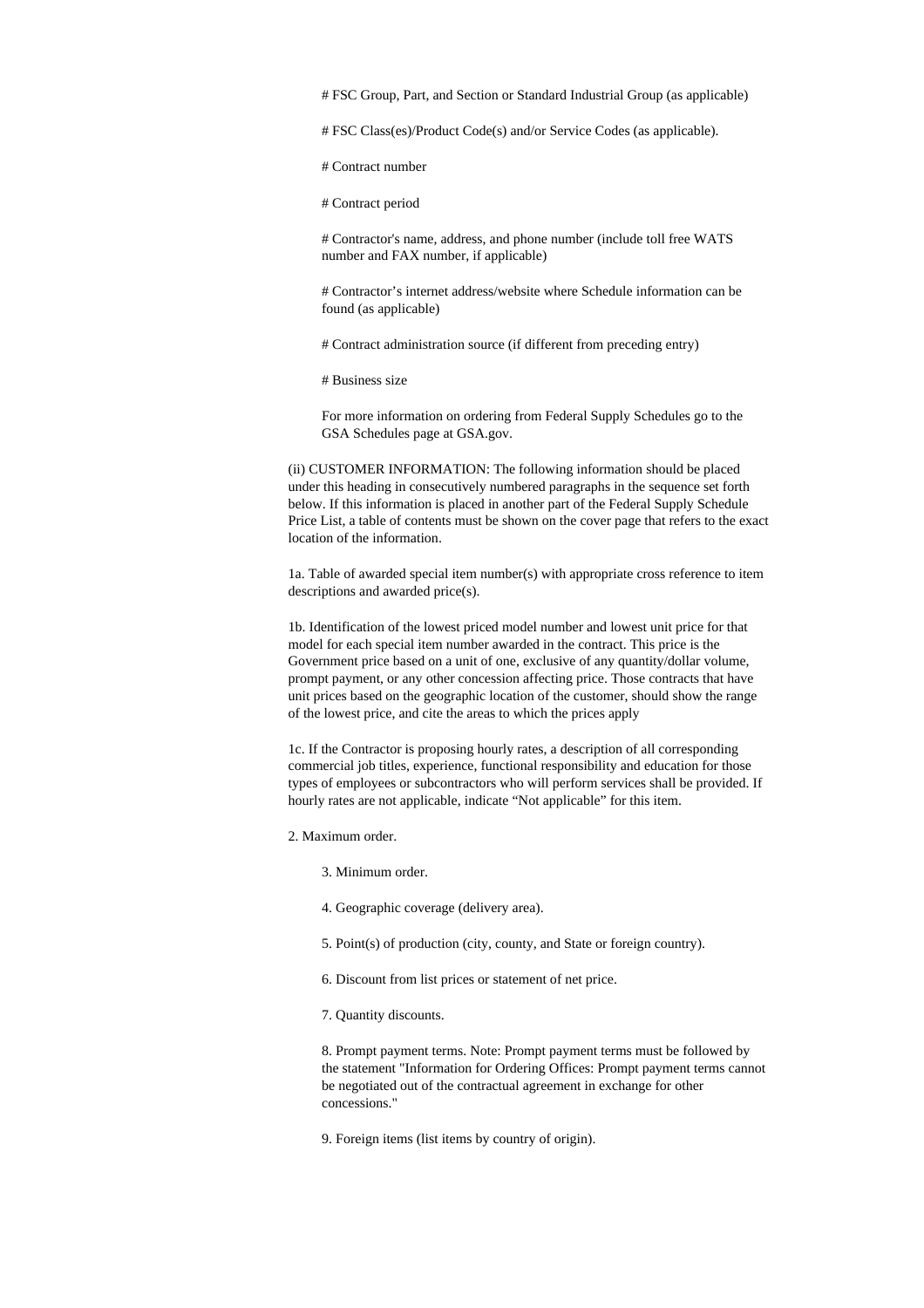# FSC Group, Part, and Section or Standard Industrial Group (as applicable)

# FSC Class(es)/Product Code(s) and/or Service Codes (as applicable).

# Contract number

# Contract period

# Contractor's name, address, and phone number (include toll free WATS number and FAX number, if applicable)

# Contractor's internet address/website where Schedule information can be found (as applicable)

# Contract administration source (if different from preceding entry)

# Business size

For more information on ordering from Federal Supply Schedules go to the GSA Schedules page at GSA.gov.

(ii) CUSTOMER INFORMATION: The following information should be placed under this heading in consecutively numbered paragraphs in the sequence set forth below. If this information is placed in another part of the Federal Supply Schedule Price List, a table of contents must be shown on the cover page that refers to the exact location of the information.

1a. Table of awarded special item number(s) with appropriate cross reference to item descriptions and awarded price(s).

1b. Identification of the lowest priced model number and lowest unit price for that model for each special item number awarded in the contract. This price is the Government price based on a unit of one, exclusive of any quantity/dollar volume, prompt payment, or any other concession affecting price. Those contracts that have unit prices based on the geographic location of the customer, should show the range of the lowest price, and cite the areas to which the prices apply

1c. If the Contractor is proposing hourly rates, a description of all corresponding commercial job titles, experience, functional responsibility and education for those types of employees or subcontractors who will perform services shall be provided. If hourly rates are not applicable, indicate "Not applicable" for this item.

2. Maximum order.

3. Minimum order.

4. Geographic coverage (delivery area).

5. Point(s) of production (city, county, and State or foreign country).

6. Discount from list prices or statement of net price.

7. Quantity discounts.

8. Prompt payment terms. Note: Prompt payment terms must be followed by the statement "Information for Ordering Offices: Prompt payment terms cannot be negotiated out of the contractual agreement in exchange for other concessions."

9. Foreign items (list items by country of origin).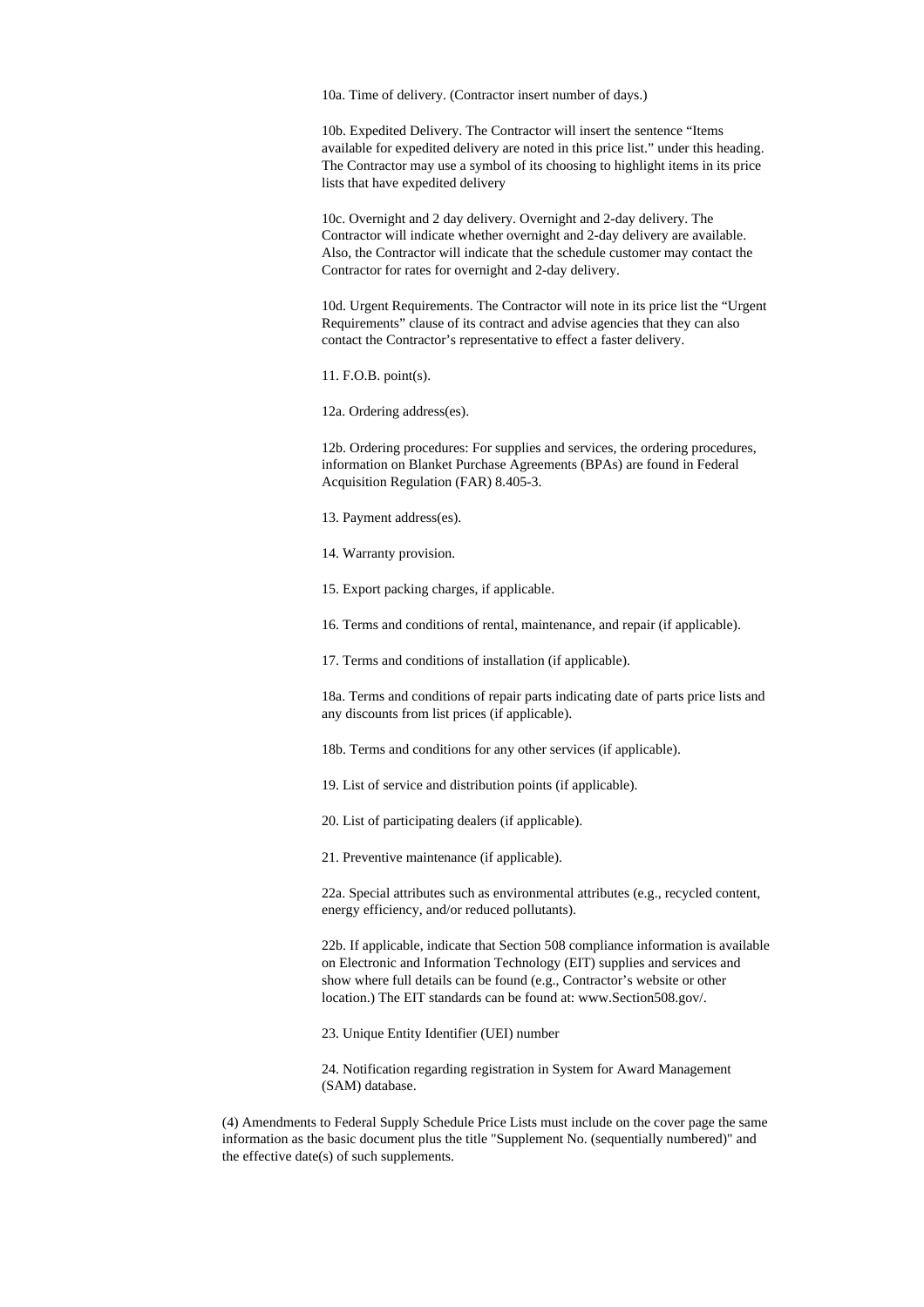10a. Time of delivery. (Contractor insert number of days.)

10b. Expedited Delivery. The Contractor will insert the sentence "Items available for expedited delivery are noted in this price list." under this heading. The Contractor may use a symbol of its choosing to highlight items in its price lists that have expedited delivery

10c. Overnight and 2 day delivery. Overnight and 2-day delivery. The Contractor will indicate whether overnight and 2-day delivery are available. Also, the Contractor will indicate that the schedule customer may contact the Contractor for rates for overnight and 2-day delivery.

10d. Urgent Requirements. The Contractor will note in its price list the "Urgent Requirements" clause of its contract and advise agencies that they can also contact the Contractor's representative to effect a faster delivery.

11. F.O.B. point(s).

12a. Ordering address(es).

12b. Ordering procedures: For supplies and services, the ordering procedures, information on Blanket Purchase Agreements (BPAs) are found in Federal Acquisition Regulation (FAR) 8.405-3.

13. Payment address(es).

14. Warranty provision.

15. Export packing charges, if applicable.

16. Terms and conditions of rental, maintenance, and repair (if applicable).

17. Terms and conditions of installation (if applicable).

18a. Terms and conditions of repair parts indicating date of parts price lists and any discounts from list prices (if applicable).

18b. Terms and conditions for any other services (if applicable).

19. List of service and distribution points (if applicable).

20. List of participating dealers (if applicable).

21. Preventive maintenance (if applicable).

22a. Special attributes such as environmental attributes (e.g., recycled content, energy efficiency, and/or reduced pollutants).

22b. If applicable, indicate that Section 508 compliance information is available on Electronic and Information Technology (EIT) supplies and services and show where full details can be found (e.g., Contractor's website or other location.) The EIT standards can be found at: www.Section508.gov/.

23. Unique Entity Identifier (UEI) number

24. Notification regarding registration in System for Award Management (SAM) database.

(4) Amendments to Federal Supply Schedule Price Lists must include on the cover page the same information as the basic document plus the title "Supplement No. (sequentially numbered)" and the effective date(s) of such supplements.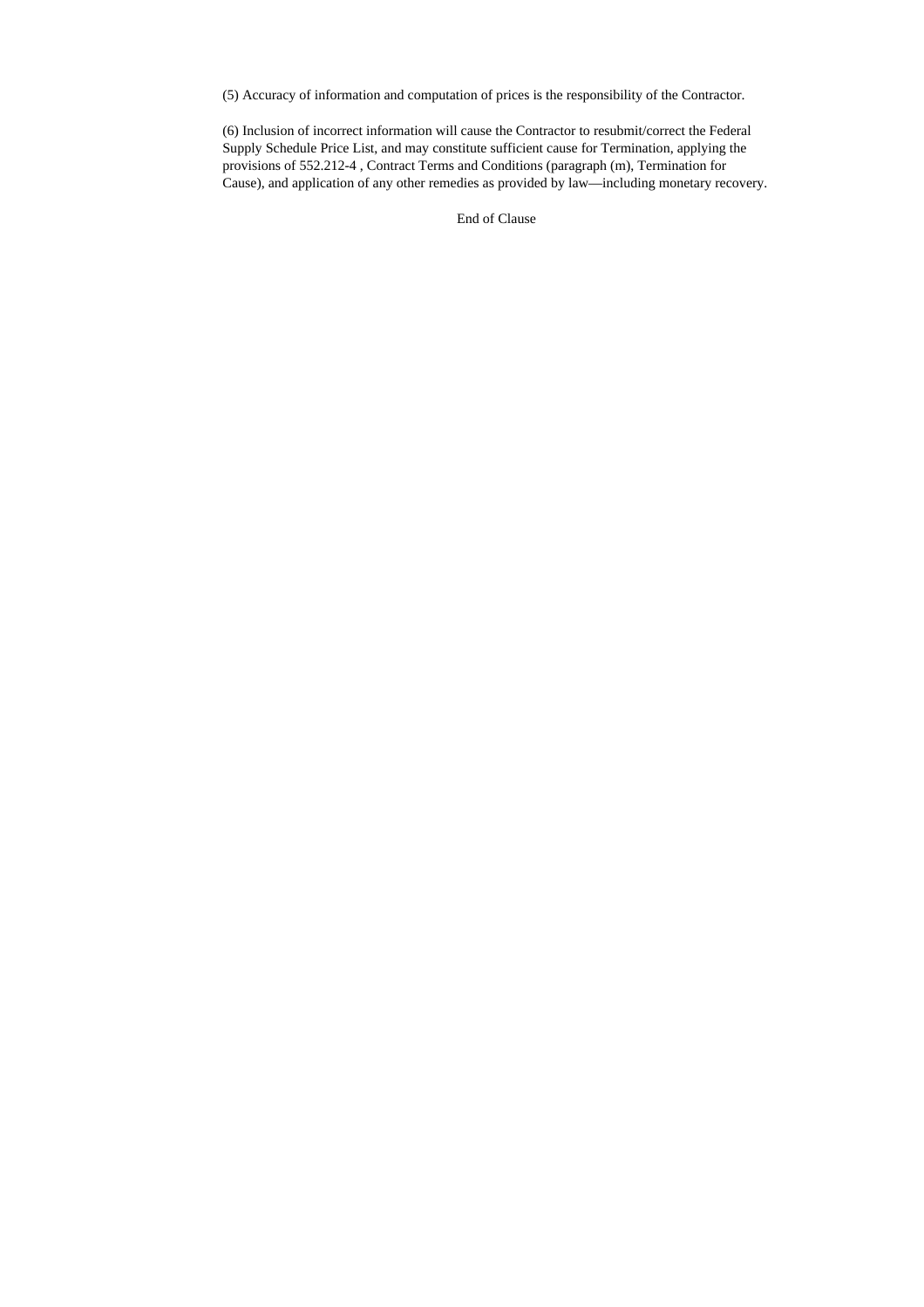(5) Accuracy of information and computation of prices is the responsibility of the Contractor.

(6) Inclusion of incorrect information will cause the Contractor to resubmit/correct the Federal Supply Schedule Price List, and may constitute sufficient cause for Termination, applying the provisions of 552.212-4 , Contract Terms and Conditions (paragraph (m), Termination for Cause), and application of any other remedies as provided by law—including monetary recovery.

End of Clause